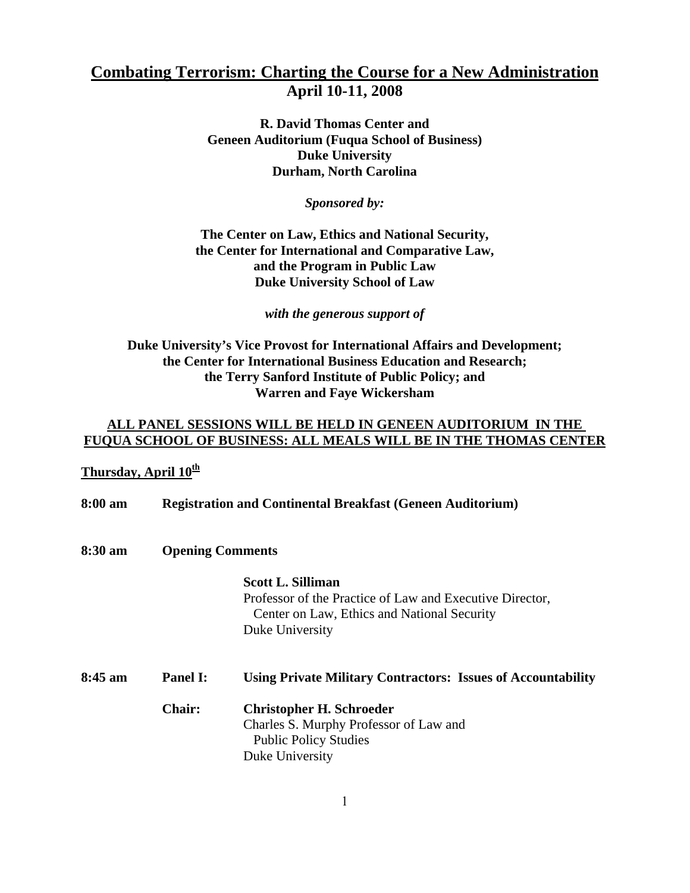# Combating Terrorism: Charting the Course for a New Administration

**April 10-11, 2008**

**R. David Thomas Center and**
**Geneen Auditorium (Fuqua School of Business)**
**Duke University**
**Durham, North Carolina**

***Sponsored by:***

**The Center on Law, Ethics and National Security,**
**the Center for International and Comparative Law,**
**and the Program in Public Law**
**Duke University School of Law**

***with the generous support of***

**Duke University's Vice Provost for International Affairs and Development;**
**the Center for International Business Education and Research;**
**the Terry Sanford Institute of Public Policy; and**
**Warren and Faye Wickersham**

**ALL PANEL SESSIONS WILL BE HELD IN GENEEN AUDITORIUM IN THE FUQUA SCHOOL OF BUSINESS: ALL MEALS WILL BE IN THE THOMAS CENTER**

## Thursday, April 10th

**8:00 am** **Registration and Continental Breakfast (Geneen Auditorium)**

**8:30 am** **Opening Comments**

**Scott L. Silliman**
Professor of the Practice of Law and Executive Director,
Center on Law, Ethics and National Security
Duke University

**8:45 am** **Panel I:** **Using Private Military Contractors: Issues of Accountability**

**Chair:** **Christopher H. Schroeder**
Charles S. Murphy Professor of Law and
Public Policy Studies
Duke University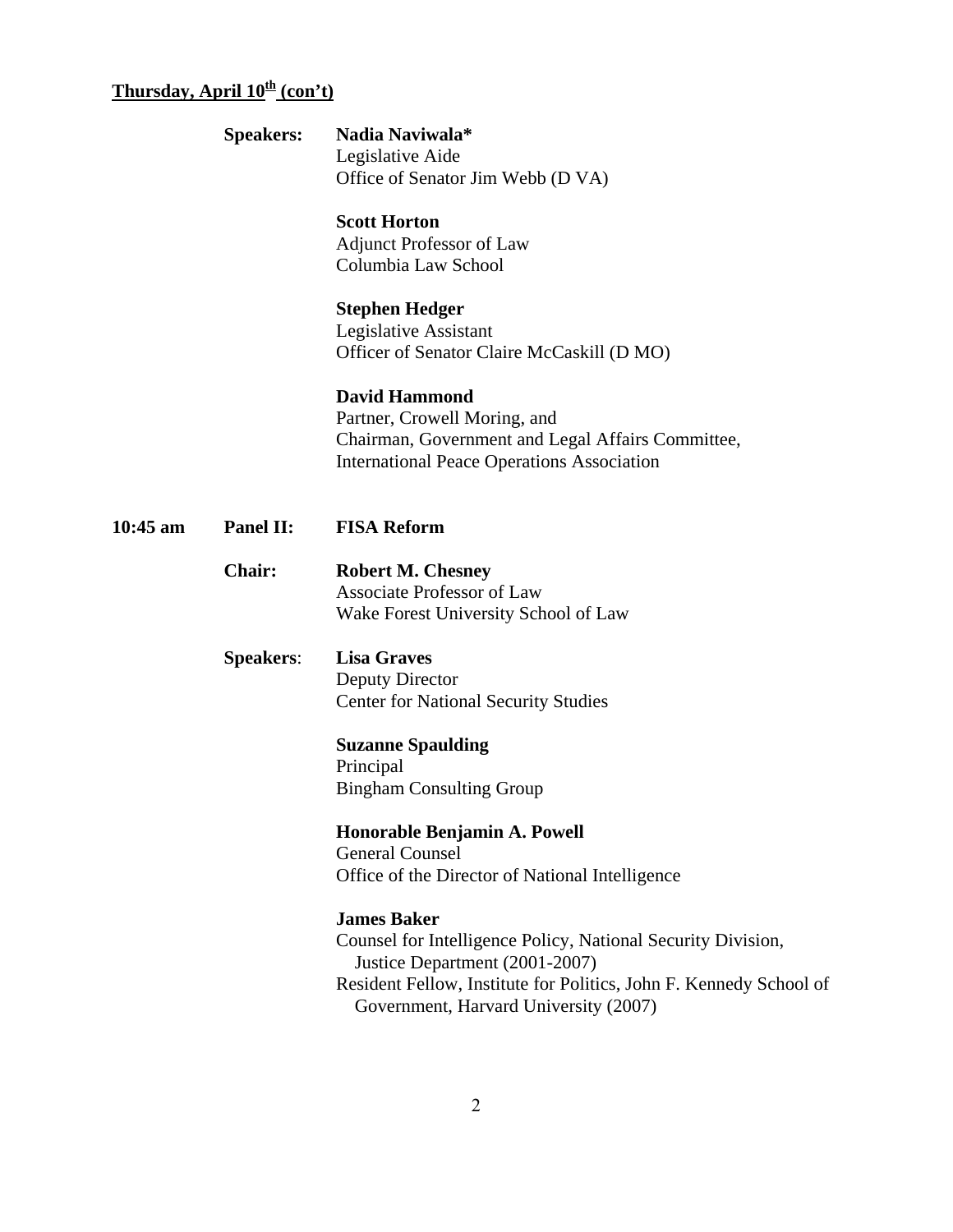**Thursday, April 10th (con't)**

**Speakers:** **Nadia Naviwala***
Legislative Aide
Office of Senator Jim Webb (D VA)

**Scott Horton**
Adjunct Professor of Law
Columbia Law School

**Stephen Hedger**
Legislative Assistant
Officer of Senator Claire McCaskill (D MO)

**David Hammond**
Partner, Crowell Moring, and
Chairman, Government and Legal Affairs Committee,
International Peace Operations Association

**10:45 am** **Panel II:** **FISA Reform**

**Chair:** **Robert M. Chesney**
Associate Professor of Law
Wake Forest University School of Law

**Speakers**: **Lisa Graves**
Deputy Director
Center for National Security Studies

**Suzanne Spaulding**
Principal
Bingham Consulting Group

**Honorable Benjamin A. Powell**
General Counsel
Office of the Director of National Intelligence

**James Baker**
Counsel for Intelligence Policy, National Security Division, Justice Department (2001-2007)
Resident Fellow, Institute for Politics, John F. Kennedy School of Government, Harvard University (2007)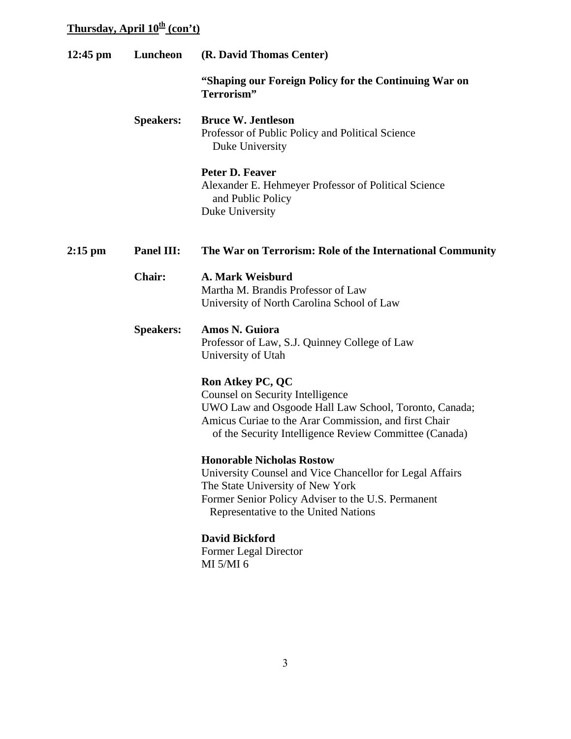## Thursday, April 10th (con't)

**12:45 pm** **Luncheon** **(R. David Thomas Center)**

**"Shaping our Foreign Policy for the Continuing War on Terrorism"**

**Speakers:**

**Bruce W. Jentleson**
Professor of Public Policy and Political Science
Duke University

**Peter D. Feaver**
Alexander E. Hehmeyer Professor of Political Science and Public Policy
Duke University

**2:15 pm** **Panel III:** **The War on Terrorism: Role of the International Community**

**Chair:**

**A. Mark Weisburd**
Martha M. Brandis Professor of Law
University of North Carolina School of Law

**Speakers:**

**Amos N. Guiora**
Professor of Law, S.J. Quinney College of Law
University of Utah

**Ron Atkey PC, QC**
Counsel on Security Intelligence
UWO Law and Osgoode Hall Law School, Toronto, Canada;
Amicus Curiae to the Arar Commission, and first Chair of the Security Intelligence Review Committee (Canada)

**Honorable Nicholas Rostow**
University Counsel and Vice Chancellor for Legal Affairs
The State University of New York
Former Senior Policy Adviser to the U.S. Permanent Representative to the United Nations

**David Bickford**
Former Legal Director
MI 5/MI 6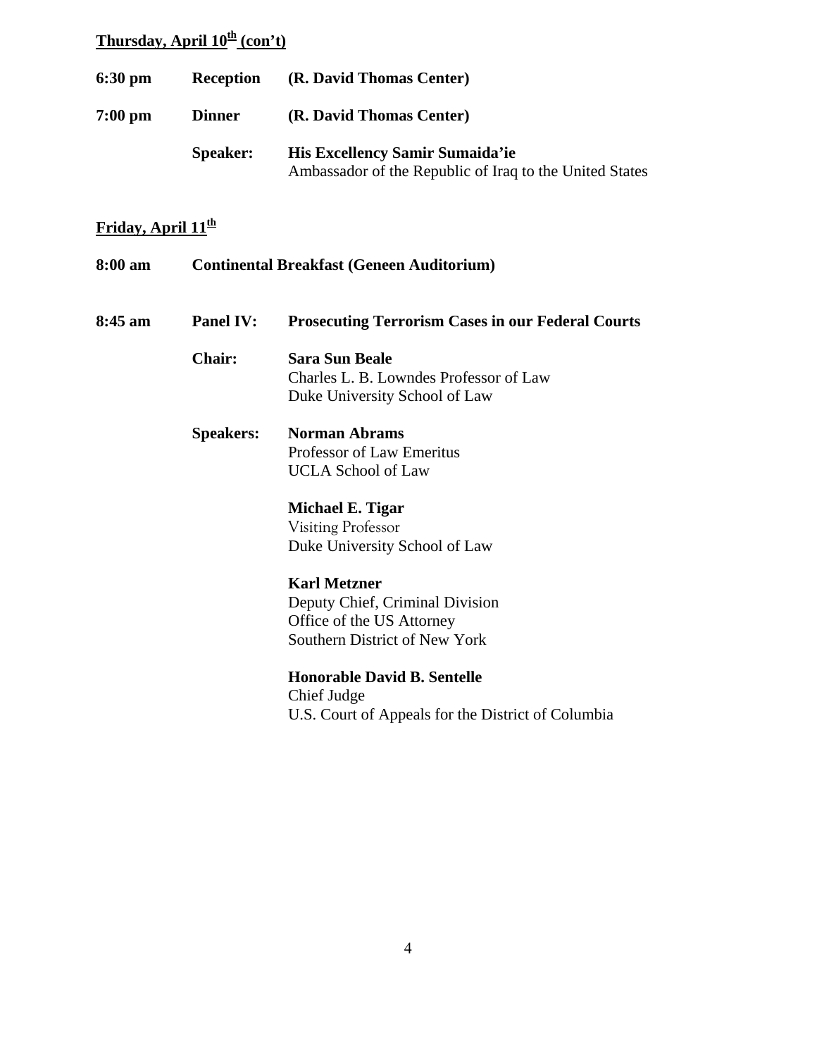**Thursday, April 10th (con't)**

**6:30 pm** **Reception** **(R. David Thomas Center)**

**7:00 pm** **Dinner** **(R. David Thomas Center)**

**Speaker:** **His Excellency Samir Sumaida'ie**
Ambassador of the Republic of Iraq to the United States

**Friday, April 11th**

**8:00 am** **Continental Breakfast (Geneen Auditorium)**

**8:45 am** **Panel IV:** **Prosecuting Terrorism Cases in our Federal Courts**

**Chair:** **Sara Sun Beale**
Charles L. B. Lowndes Professor of Law
Duke University School of Law

**Speakers:** **Norman Abrams**
Professor of Law Emeritus
UCLA School of Law

**Michael E. Tigar**
Visiting Professor
Duke University School of Law

**Karl Metzner**
Deputy Chief, Criminal Division
Office of the US Attorney
Southern District of New York

**Honorable David B. Sentelle**
Chief Judge
U.S. Court of Appeals for the District of Columbia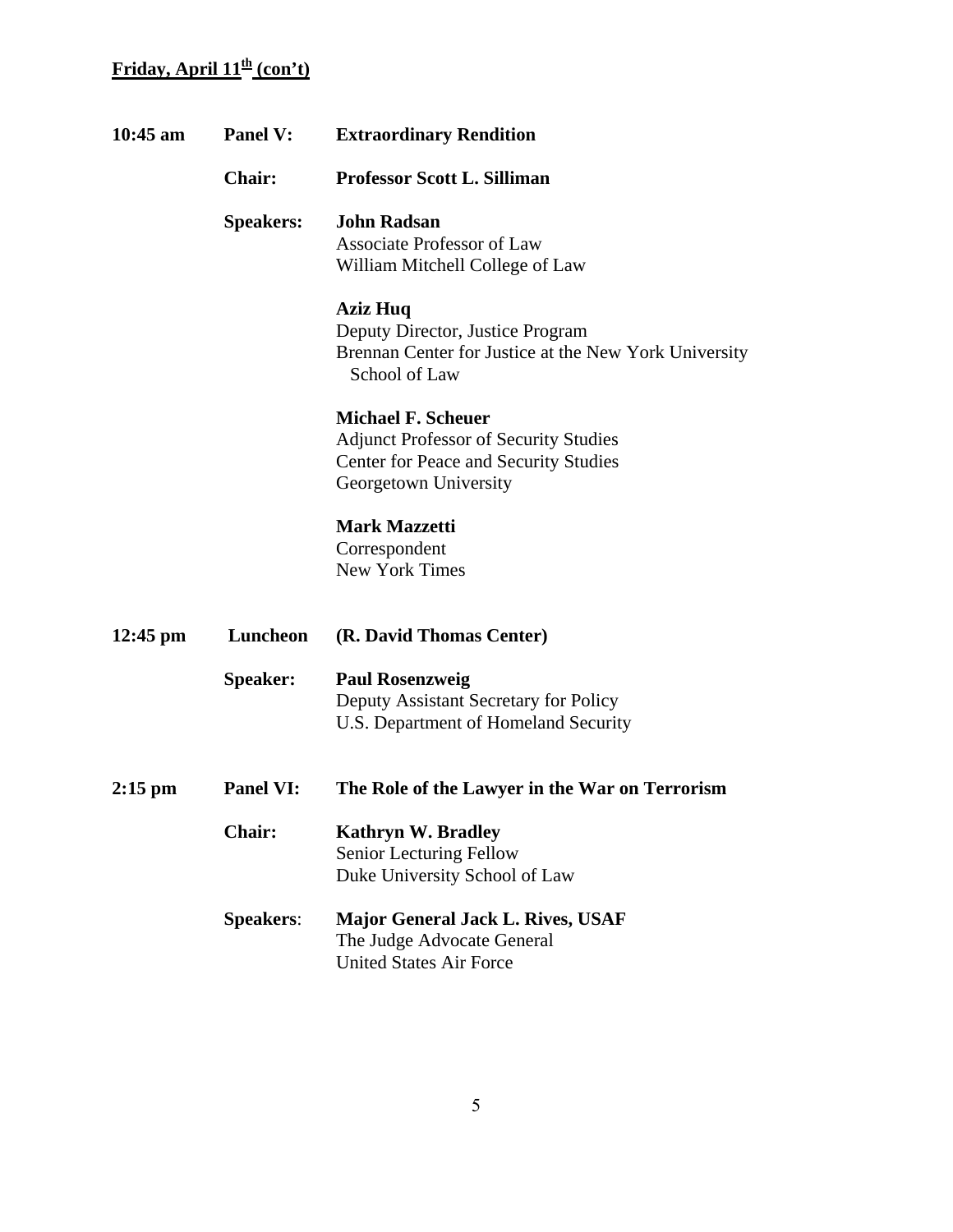**Friday, April 11th (con't)**

**10:45 am** **Panel V:** **Extraordinary Rendition**

**Chair:** **Professor Scott L. Silliman**

**Speakers:**

**John Radsan**
Associate Professor of Law
William Mitchell College of Law

**Aziz Huq**
Deputy Director, Justice Program
Brennan Center for Justice at the New York University School of Law

**Michael F. Scheuer**
Adjunct Professor of Security Studies
Center for Peace and Security Studies
Georgetown University

**Mark Mazzetti**
Correspondent
New York Times

**12:45 pm** **Luncheon** **(R. David Thomas Center)**

**Speaker:**

**Paul Rosenzweig**
Deputy Assistant Secretary for Policy
U.S. Department of Homeland Security

**2:15 pm** **Panel VI:** **The Role of the Lawyer in the War on Terrorism**

**Chair:**

**Kathryn W. Bradley**
Senior Lecturing Fellow
Duke University School of Law

**Speakers**:

**Major General Jack L. Rives, USAF**
The Judge Advocate General
United States Air Force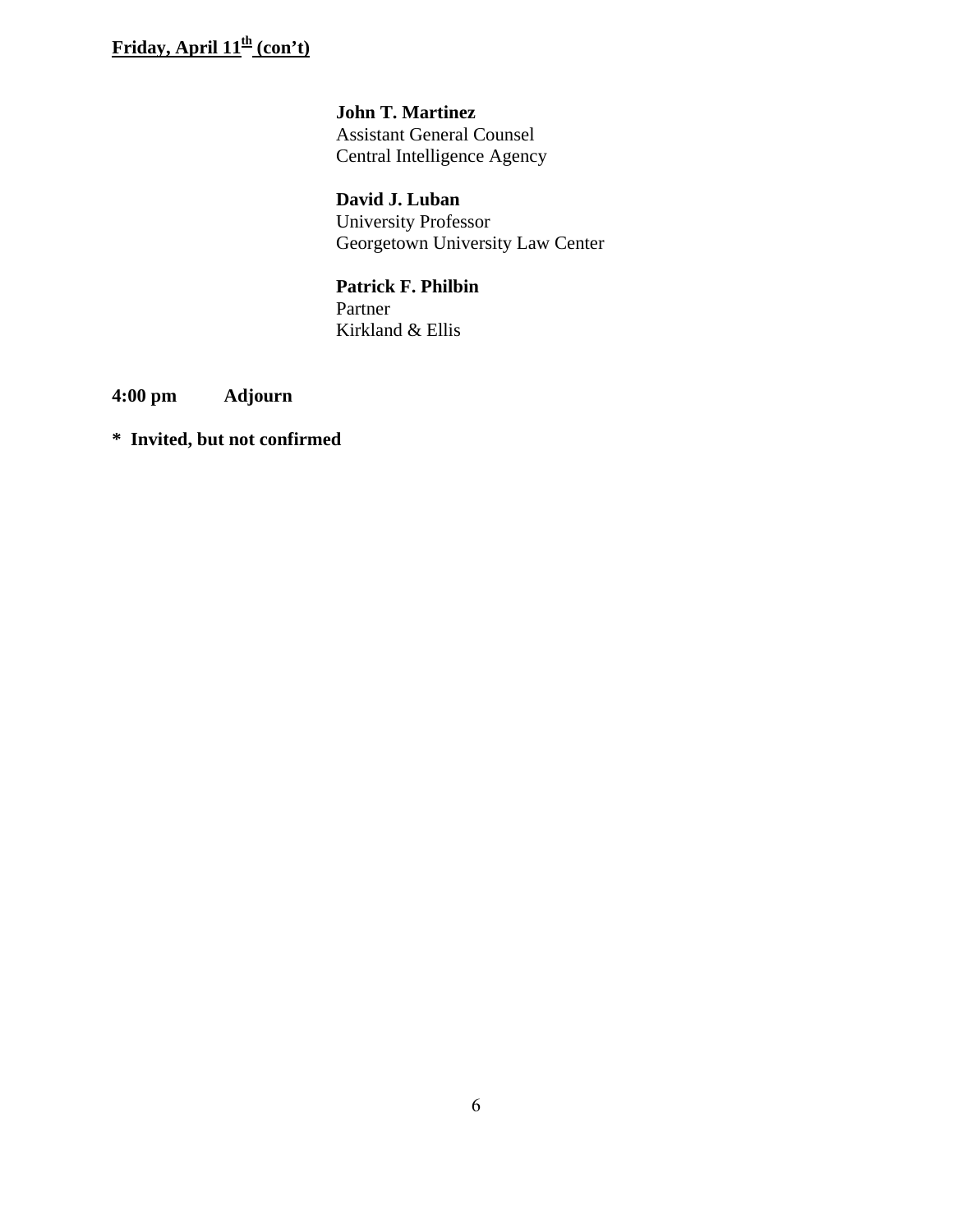**Friday, April 11th (con't)**

**John T. Martinez**
Assistant General Counsel
Central Intelligence Agency

**David J. Luban**
University Professor
Georgetown University Law Center

**Patrick F. Philbin**
Partner
Kirkland & Ellis

**4:00 pm Adjourn**

**\* Invited, but not confirmed**